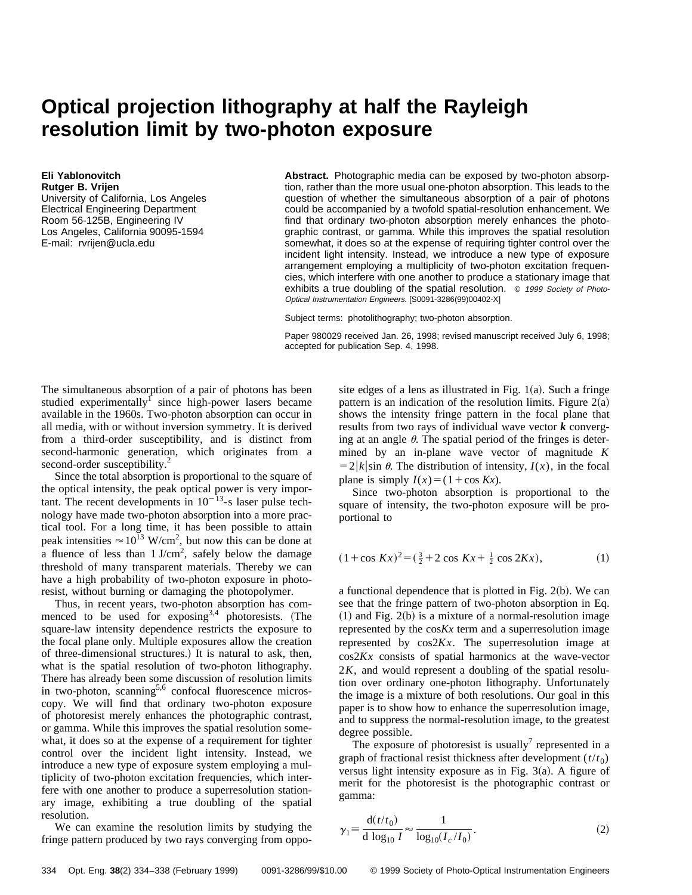# Optical projection lithography at half the Rayleigh resolution limit by two-photon exposure

**Eli Yablonovitch**
**Rutger B. Vrijen**
University of California, Los Angeles
Electrical Engineering Department
Room 56-125B, Engineering IV
Los Angeles, California 90095-1594
E-mail: rvrijen@ucla.edu

**Abstract.** Photographic media can be exposed by two-photon absorption, rather than the more usual one-photon absorption. This leads to the question of whether the simultaneous absorption of a pair of photons could be accompanied by a twofold spatial-resolution enhancement. We find that ordinary two-photon absorption merely enhances the photographic contrast, or gamma. While this improves the spatial resolution somewhat, it does so at the expense of requiring tighter control over the incident light intensity. Instead, we introduce a new type of exposure arrangement employing a multiplicity of two-photon excitation frequencies, which interfere with one another to produce a stationary image that exhibits a true doubling of the spatial resolution. *© 1999 Society of Photo-Optical Instrumentation Engineers.* [S0091-3286(99)00402-X]

Subject terms: photolithography; two-photon absorption.

Paper 980029 received Jan. 26, 1998; revised manuscript received July 6, 1998; accepted for publication Sep. 4, 1998.

The simultaneous absorption of a pair of photons has been studied experimentally[1] since high-power lasers became available in the 1960s. Two-photon absorption can occur in all media, with or without inversion symmetry. It is derived from a third-order susceptibility, and is distinct from second-harmonic generation, which originates from a second-order susceptibility.[2]

Since the total absorption is proportional to the square of the optical intensity, the peak optical power is very important. The recent developments in $10^{-13}$-s laser pulse technology have made two-photon absorption into a more practical tool. For a long time, it has been possible to attain peak intensities $\approx 10^{13}$ W/cm$^2$, but now this can be done at a fluence of less than 1 J/cm$^2$, safely below the damage threshold of many transparent materials. Thereby we can have a high probability of two-photon exposure in photoresist, without burning or damaging the photopolymer.

Thus, in recent years, two-photon absorption has commenced to be used for exposing[3,4] photoresists. (The square-law intensity dependence restricts the exposure to the focal plane only. Multiple exposures allow the creation of three-dimensional structures.) It is natural to ask, then, what is the spatial resolution of two-photon lithography. There has already been some discussion of resolution limits in two-photon, scanning[5,6] confocal fluorescence microscopy. We will find that ordinary two-photon exposure of photoresist merely enhances the photographic contrast, or gamma. While this improves the spatial resolution somewhat, it does so at the expense of a requirement for tighter control over the incident light intensity. Instead, we introduce a new type of exposure system employing a multiplicity of two-photon excitation frequencies, which interfere with one another to produce a superresolution stationary image, exhibiting a true doubling of the spatial resolution.

We can examine the resolution limits by studying the fringe pattern produced by two rays converging from opposite edges of a lens as illustrated in Fig. 1(a). Such a fringe pattern is an indication of the resolution limits. Figure 2(a) shows the intensity fringe pattern in the focal plane that results from two rays of individual wave vector $\boldsymbol{k}$ converging at an angle $\theta$. The spatial period of the fringes is determined by an in-plane wave vector of magnitude $K = 2|k|\sin\theta$. The distribution of intensity, $I(x)$, in the focal plane is simply $I(x) = (1 + \cos Kx)$.

Since two-photon absorption is proportional to the square of intensity, the two-photon exposure will be proportional to

$$(1 + \cos Kx)^2 = \left(\tfrac{3}{2} + 2\cos Kx + \tfrac{1}{2}\cos 2Kx\right), \tag{1}$$

a functional dependence that is plotted in Fig. 2(b). We can see that the fringe pattern of two-photon absorption in Eq. (1) and Fig. 2(b) is a mixture of a normal-resolution image represented by the $\cos Kx$ term and a superresolution image represented by $\cos 2Kx$. The superresolution image at $\cos 2Kx$ consists of spatial harmonics at the wave-vector $2K$, and would represent a doubling of the spatial resolution over ordinary one-photon lithography. Unfortunately the image is a mixture of both resolutions. Our goal in this paper is to show how to enhance the superresolution image, and to suppress the normal-resolution image, to the greatest degree possible.

The exposure of photoresist is usually[7] represented in a graph of fractional resist thickness after development $(t/t_0)$ versus light intensity exposure as in Fig. 3(a). A figure of merit for the photoresist is the photographic contrast or gamma:

$$\gamma_1 \equiv \frac{d(t/t_0)}{d\log_{10} I} \approx \frac{1}{\log_{10}(I_c/I_0)}. \tag{2}$$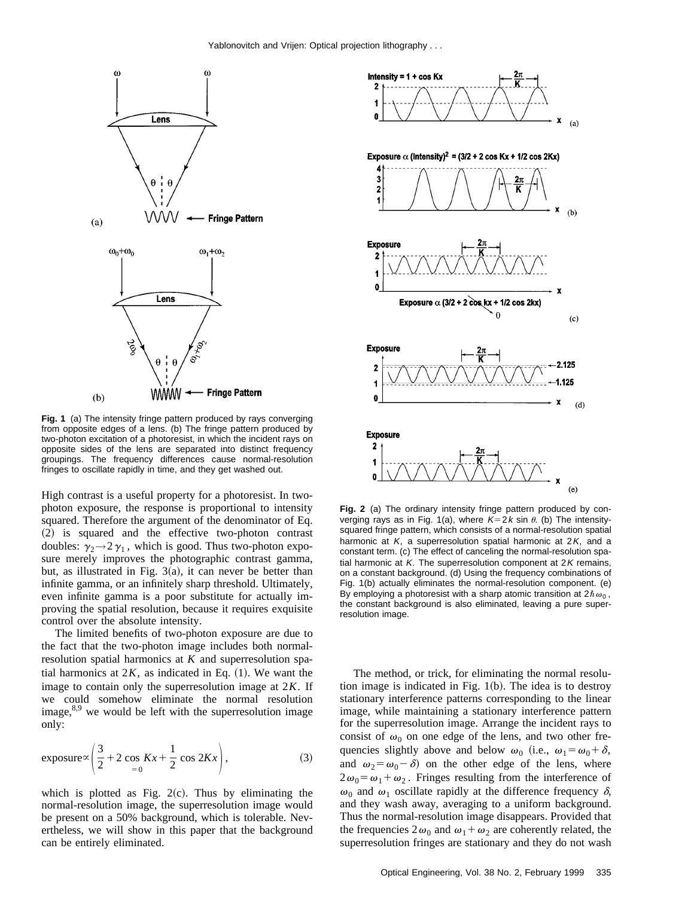ω

ω

Lens

θ θ

(a)

Fringe Pattern

$\omega_0+\omega_0$

$\omega_1+\omega_2$

Lens

$2\omega_0$

$\omega_1+\omega_2$

θ θ

(b)

Fringe Pattern

**Fig. 1** (a) The intensity fringe pattern produced by rays converging from opposite edges of a lens. (b) The fringe pattern produced by two-photon excitation of a photoresist, in which the incident rays on opposite sides of the lens are separated into distinct frequency groupings. The frequency differences cause normal-resolution fringes to oscillate rapidly in time, and they get washed out.

Intensity = 1 + cos Kx

2

1

0

$\frac{2\pi}{K}$

x (a)

Exposure α (Intensity)$^2$ = (3/2 + 2 cos Kx + 1/2 cos 2Kx)

4

3

2

1

$\frac{2\pi}{K}$

x (b)

Exposure

2

1

0

$\frac{2\pi}{K}$

x

Exposure α (3/2 + 2 cos kx + 1/2 cos 2kx)

0

(c)

Exposure

2

1

0

$\frac{2\pi}{K}$

2.125

1.125

x (d)

Exposure

2

1

0

$\frac{2\pi}{K}$

x

(e)

**Fig. 2** (a) The ordinary intensity fringe pattern produced by converging rays as in Fig. 1(a), where $K=2k \sin\theta$. (b) The intensity-squared fringe pattern, which consists of a normal-resolution spatial harmonic at $K$, a superresolution spatial harmonic at $2K$, and a constant term. (c) The effect of canceling the normal-resolution spatial harmonic at $K$. The superresolution component at $2K$ remains, on a constant background. (d) Using the frequency combinations of Fig. 1(b) actually eliminates the normal-resolution component. (e) By employing a photoresist with a sharp atomic transition at $2\hbar\omega_0$, the constant background is also eliminated, leaving a pure superresolution image.

High contrast is a useful property for a photoresist. In two-photon exposure, the response is proportional to intensity squared. Therefore the argument of the denominator of Eq. (2) is squared and the effective two-photon contrast doubles: $\gamma_2 \rightarrow 2\gamma_1$, which is good. Thus two-photon exposure merely improves the photographic contrast gamma, but, as illustrated in Fig. 3(a), it can never be better than infinite gamma, or an infinitely sharp threshold. Ultimately, even infinite gamma is a poor substitute for actually improving the spatial resolution, because it requires exquisite control over the absolute intensity.

The limited benefits of two-photon exposure are due to the fact that the two-photon image includes both normal-resolution spatial harmonics at $K$ and superresolution spatial harmonics at $2K$, as indicated in Eq. (1). We want the image to contain only the superresolution image at $2K$. If we could somehow eliminate the normal resolution image,[8,9] we would be left with the superresolution image only:

$$\text{exposure} \propto \left( \frac{3}{2} + 2 \underset{=0}{\cos Kx} + \frac{1}{2} \cos 2Kx \right), \tag{3}$$

which is plotted as Fig. 2(c). Thus by eliminating the normal-resolution image, the superresolution image would be present on a 50% background, which is tolerable. Nevertheless, we will show in this paper that the background can be entirely eliminated.

The method, or trick, for eliminating the normal resolution image is indicated in Fig. 1(b). The idea is to destroy stationary interference patterns corresponding to the linear image, while maintaining a stationary interference pattern for the superresolution image. Arrange the incident rays to consist of $\omega_0$ on one edge of the lens, and two other frequencies slightly above and below $\omega_0$ (i.e., $\omega_1=\omega_0+\delta$, and $\omega_2=\omega_0-\delta$) on the other edge of the lens, where $2\omega_0=\omega_1+\omega_2$. Fringes resulting from the interference of $\omega_0$ and $\omega_1$ oscillate rapidly at the difference frequency $\delta$, and they wash away, averaging to a uniform background. Thus the normal-resolution image disappears. Provided that the frequencies $2\omega_0$ and $\omega_1+\omega_2$ are coherently related, the superresolution fringes are stationary and they do not wash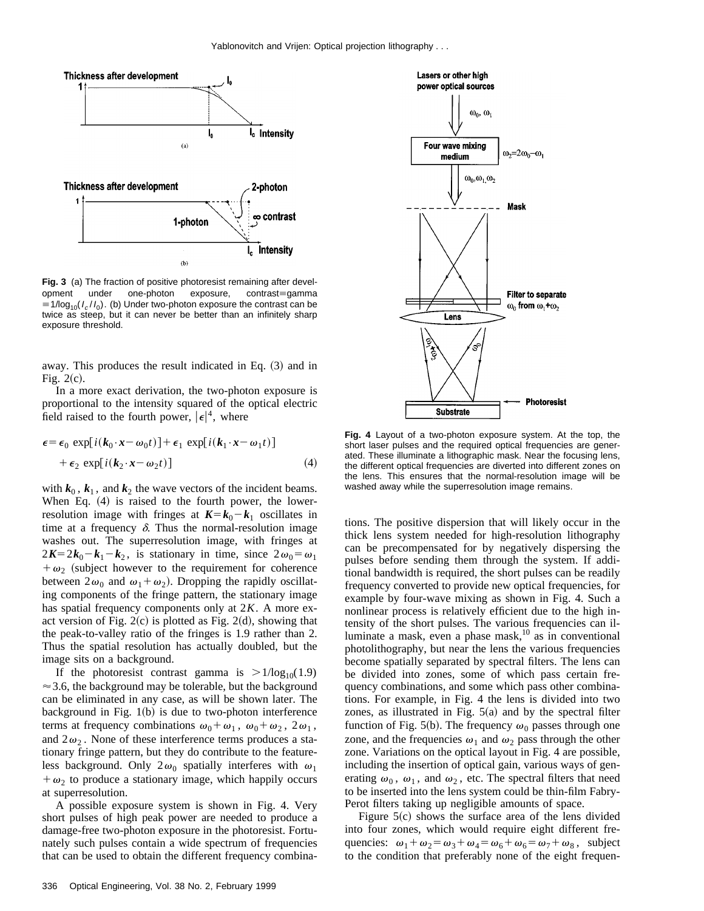Thickness after development

1

$I_0$

$I_0$

$I_c$ Intensity

(a)

Thickness after development

1

2-photon

1-photon

∞ contrast

$I_c$ Intensity

(b)

**Fig. 3** (a) The fraction of positive photoresist remaining after development under one-photon exposure, contrast≡gamma $\equiv 1/\log_{10}(I_c/I_0)$. (b) Under two-photon exposure the contrast can be twice as steep, but it can never be better than an infinitely sharp exposure threshold.

away. This produces the result indicated in Eq. (3) and in Fig. 2(c).

In a more exact derivation, the two-photon exposure is proportional to the intensity squared of the optical electric field raised to the fourth power, $|\boldsymbol{\epsilon}|^4$, where

$$\boldsymbol{\epsilon}=\boldsymbol{\epsilon}_0 \exp[i(\boldsymbol{k}_0\cdot\boldsymbol{x}-\omega_0 t)]+\boldsymbol{\epsilon}_1 \exp[i(\boldsymbol{k}_1\cdot\boldsymbol{x}-\omega_1 t)] + \boldsymbol{\epsilon}_2 \exp[i(\boldsymbol{k}_2\cdot\boldsymbol{x}-\omega_2 t)] \tag{4}$$

with $\boldsymbol{k}_0$, $\boldsymbol{k}_1$, and $\boldsymbol{k}_2$ the wave vectors of the incident beams. When Eq. (4) is raised to the fourth power, the lower-resolution image with fringes at $\boldsymbol{K}=\boldsymbol{k}_0-\boldsymbol{k}_1$ oscillates in time at a frequency $\delta$. Thus the normal-resolution image washes out. The superresolution image, with fringes at $2\boldsymbol{K}=2\boldsymbol{k}_0-\boldsymbol{k}_1-\boldsymbol{k}_2$, is stationary in time, since $2\omega_0=\omega_1+\omega_2$ (subject however to the requirement for coherence between $2\omega_0$ and $\omega_1+\omega_2$). Dropping the rapidly oscillating components of the fringe pattern, the stationary image has spatial frequency components only at $2K$. A more exact version of Fig. 2(c) is plotted as Fig. 2(d), showing that the peak-to-valley ratio of the fringes is 1.9 rather than 2. Thus the spatial resolution has actually doubled, but the image sits on a background.

If the photoresist contrast gamma is $>1/\log_{10}(1.9)\approx 3.6$, the background may be tolerable, but the background can be eliminated in any case, as will be shown later. The background in Fig. 1(b) is due to two-photon interference terms at frequency combinations $\omega_0+\omega_1$, $\omega_0+\omega_2$, $2\omega_1$, and $2\omega_2$. None of these interference terms produces a stationary fringe pattern, but they do contribute to the featureless background. Only $2\omega_0$ spatially interferes with $\omega_1+\omega_2$ to produce a stationary image, which happily occurs at superresolution.

A possible exposure system is shown in Fig. 4. Very short pulses of high peak power are needed to produce a damage-free two-photon exposure in the photoresist. Fortunately such pulses contain a wide spectrum of frequencies that can be used to obtain the different frequency combinations. The positive dispersion that will likely occur in the thick lens system needed for high-resolution lithography can be precompensated for by negatively dispersing the pulses before sending them through the system. If additional bandwidth is required, the short pulses can be readily frequency converted to provide new optical frequencies, for example by four-wave mixing as shown in Fig. 4. Such a nonlinear process is relatively efficient due to the high intensity of the short pulses. The various frequencies can illuminate a mask, even a phase mask,[10] as in conventional photolithography, but near the lens the various frequencies become spatially separated by spectral filters. The lens can be divided into zones, some of which pass certain frequency combinations, and some which pass other combinations. For example, in Fig. 4 the lens is divided into two zones, as illustrated in Fig. 5(a) and by the spectral filter function of Fig. 5(b). The frequency $\omega_0$ passes through one zone, and the frequencies $\omega_1$ and $\omega_2$ pass through the other zone. Variations on the optical layout in Fig. 4 are possible, including the insertion of optical gain, various ways of generating $\omega_0$, $\omega_1$, and $\omega_2$, etc. The spectral filters that need to be inserted into the lens system could be thin-film Fabry-Perot filters taking up negligible amounts of space.

Figure 5(c) shows the surface area of the lens divided into four zones, which would require eight different frequencies: $\omega_1+\omega_2=\omega_3+\omega_4=\omega_6+\omega_6=\omega_7+\omega_8$, subject to the condition that preferably none of the eight frequen-

Lasers or other high power optical sources

$\omega_0$, $\omega_1$

Four wave mixing medium

$\omega_2=2\omega_0-\omega_1$

$\omega_0,\omega_1,\omega_2$

Mask

Filter to separate $\omega_0$ from $\omega_1+\omega_2$

Lens

$\omega_1+\omega_2$

$\omega_0$

Photoresist

Substrate

**Fig. 4** Layout of a two-photon exposure system. At the top, the short laser pulses and the required optical frequencies are generated. These illuminate a lithographic mask. Near the focusing lens, the different optical frequencies are diverted into different zones on the lens. This ensures that the normal-resolution image will be washed away while the superresolution image remains.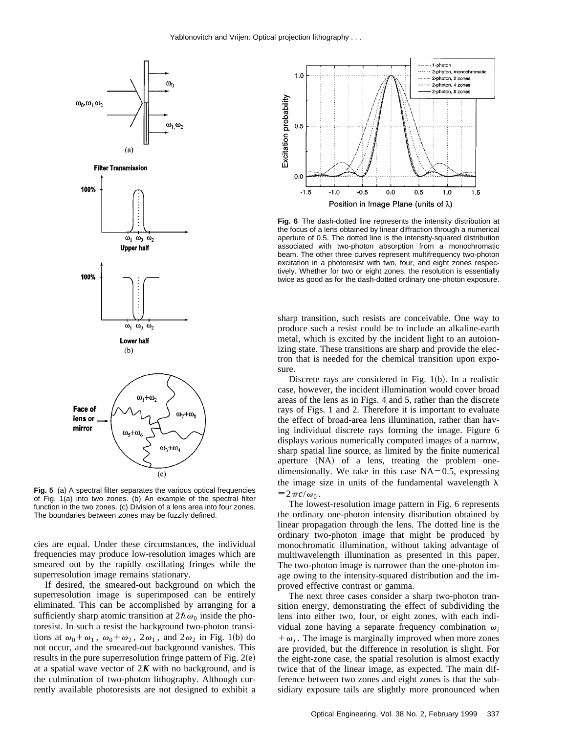**Fig. 5** (a) A spectral filter separates the various optical frequencies of Fig. 1(a) into two zones. (b) An example of the spectral filter function in the two zones. (c) Division of a lens area into four zones. The boundaries between zones may be fuzzily defined.

cies are equal. Under these circumstances, the individual frequencies may produce low-resolution images which are smeared out by the rapidly oscillating fringes while the superresolution image remains stationary.

If desired, the smeared-out background on which the superresolution image is superimposed can be entirely eliminated. This can be accomplished by arranging for a sufficiently sharp atomic transition at $2\hbar\omega_0$ inside the photoresist. In such a resist the background two-photon transitions at $\omega_0+\omega_1$, $\omega_0+\omega_2$, $2\omega_1$, and $2\omega_2$ in Fig. 1(b) do not occur, and the smeared-out background vanishes. This results in the pure superresolution fringe pattern of Fig. 2(e) at a spatial wave vector of $2\boldsymbol{K}$ with no background, and is the culmination of two-photon lithography. Although currently available photoresists are not designed to exhibit a sharp transition, such resists are conceivable. One way to produce such a resist could be to include an alkaline-earth metal, which is excited by the incident light to an autoionizing state. These transitions are sharp and provide the electron that is needed for the chemical transition upon exposure.

**Fig. 6** The dash-dotted line represents the intensity distribution at the focus of a lens obtained by linear diffraction through a numerical aperture of 0.5. The dotted line is the intensity-squared distribution associated with two-photon absorption from a monochromatic beam. The other three curves represent multifrequency two-photon excitation in a photoresist with two, four, and eight zones respectively. Whether for two or eight zones, the resolution is essentially twice as good as for the dash-dotted ordinary one-photon exposure.

Discrete rays are considered in Fig. 1(b). In a realistic case, however, the incident illumination would cover broad areas of the lens as in Figs. 4 and 5, rather than the discrete rays of Figs. 1 and 2. Therefore it is important to evaluate the effect of broad-area lens illumination, rather than having individual discrete rays forming the image. Figure 6 displays various numerically computed images of a narrow, sharp spatial line source, as limited by the finite numerical aperture (NA) of a lens, treating the problem one-dimensionally. We take in this case NA=0.5, expressing the image size in units of the fundamental wavelength $\lambda \equiv 2\pi c/\omega_0$.

The lowest-resolution image pattern in Fig. 6 represents the ordinary one-photon intensity distribution obtained by linear propagation through the lens. The dotted line is the ordinary two-photon image that might be produced by monochromatic illumination, without taking advantage of multiwavelength illumination as presented in this paper. The two-photon image is narrower than the one-photon image owing to the intensity-squared distribution and the improved effective contrast or gamma.

The next three cases consider a sharp two-photon transition energy, demonstrating the effect of subdividing the lens into either two, four, or eight zones, with each individual zone having a separate frequency combination $\omega_i+\omega_j$. The image is marginally improved when more zones are provided, but the difference in resolution is slight. For the eight-zone case, the spatial resolution is almost exactly twice that of the linear image, as expected. The main difference between two zones and eight zones is that the subsidiary exposure tails are slightly more pronounced when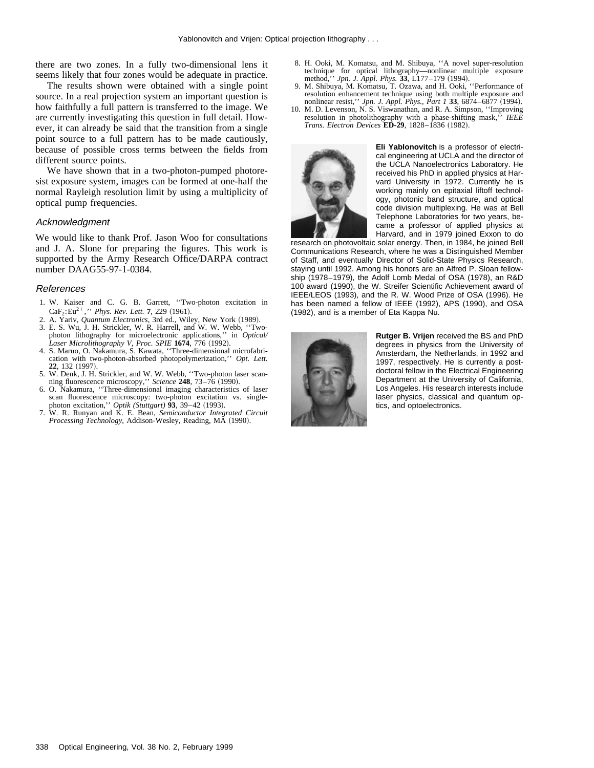there are two zones. In a fully two-dimensional lens it seems likely that four zones would be adequate in practice.

The results shown were obtained with a single point source. In a real projection system an important question is how faithfully a full pattern is transferred to the image. We are currently investigating this question in full detail. However, it can already be said that the transition from a single point source to a full pattern has to be made cautiously, because of possible cross terms between the fields from different source points.

We have shown that in a two-photon-pumped photoresist exposure system, images can be formed at one-half the normal Rayleigh resolution limit by using a multiplicity of optical pump frequencies.

### Acknowledgment

We would like to thank Prof. Jason Woo for consultations and J. A. Slone for preparing the figures. This work is supported by the Army Research Office/DARPA contract number DAAG55-97-1-0384.

### References

1. W. Kaiser and C. G. B. Garrett, ''Two-photon excitation in $CaF_2:Eu^{2+}$,'' *Phys. Rev. Lett.* **7**, 229 (1961).
2. A. Yariv, *Quantum Electronics*, 3rd ed., Wiley, New York (1989).
3. E. S. Wu, J. H. Strickler, W. R. Harrell, and W. W. Webb, ''Two-photon lithography for microelectronic applications,'' in *Optical/Laser Microlithography V, Proc. SPIE* **1674**, 776 (1992).
4. S. Maruo, O. Nakamura, S. Kawata, ''Three-dimensional microfabrication with two-photon-absorbed photopolymerization,'' *Opt. Lett.* **22**, 132 (1997).
5. W. Denk, J. H. Strickler, and W. W. Webb, ''Two-photon laser scanning fluorescence microscopy,'' *Science* **248**, 73–76 (1990).
6. O. Nakamura, ''Three-dimensional imaging characteristics of laser scan fluorescence microscopy: two-photon excitation vs. single-photon excitation,'' *Optik (Stuttgart)* **93**, 39–42 (1993).
7. W. R. Runyan and K. E. Bean, *Semiconductor Integrated Circuit Processing Technology*, Addison-Wesley, Reading, MA (1990).
8. H. Ooki, M. Komatsu, and M. Shibuya, ''A novel super-resolution technique for optical lithography—nonlinear multiple exposure method,'' *Jpn. J. Appl. Phys.* **33**, L177–179 (1994).
9. M. Shibuya, M. Komatsu, T. Ozawa, and H. Ooki, ''Performance of resolution enhancement technique using both multiple exposure and nonlinear resist,'' *Jpn. J. Appl. Phys., Part 1* **33**, 6874–6877 (1994).
10. M. D. Levenson, N. S. Viswanathan, and R. A. Simpson, ''Improving resolution in photolithography with a phase-shifting mask,'' *IEEE Trans. Electron Devices* **ED-29**, 1828–1836 (1982).

**Eli Yablonovitch** is a professor of electrical engineering at UCLA and the director of the UCLA Nanoelectronics Laboratory. He received his PhD in applied physics at Harvard University in 1972. Currently he is working mainly on epitaxial liftoff technology, photonic band structure, and optical code division multiplexing. He was at Bell Telephone Laboratories for two years, became a professor of applied physics at Harvard, and in 1979 joined Exxon to do research on photovoltaic solar energy. Then, in 1984, he joined Bell Communications Research, where he was a Distinguished Member of Staff, and eventually Director of Solid-State Physics Research, staying until 1992. Among his honors are an Alfred P. Sloan fellowship (1978–1979), the Adolf Lomb Medal of OSA (1978), an R&D 100 award (1990), the W. Streifer Scientific Achievement award of IEEE/LEOS (1993), and the R. W. Wood Prize of OSA (1996). He has been named a fellow of IEEE (1992), APS (1990), and OSA (1982), and is a member of Eta Kappa Nu.

**Rutger B. Vrijen** received the BS and PhD degrees in physics from the University of Amsterdam, the Netherlands, in 1992 and 1997, respectively. He is currently a postdoctoral fellow in the Electrical Engineering Department at the University of California, Los Angeles. His research interests include laser physics, classical and quantum optics, and optoelectronics.